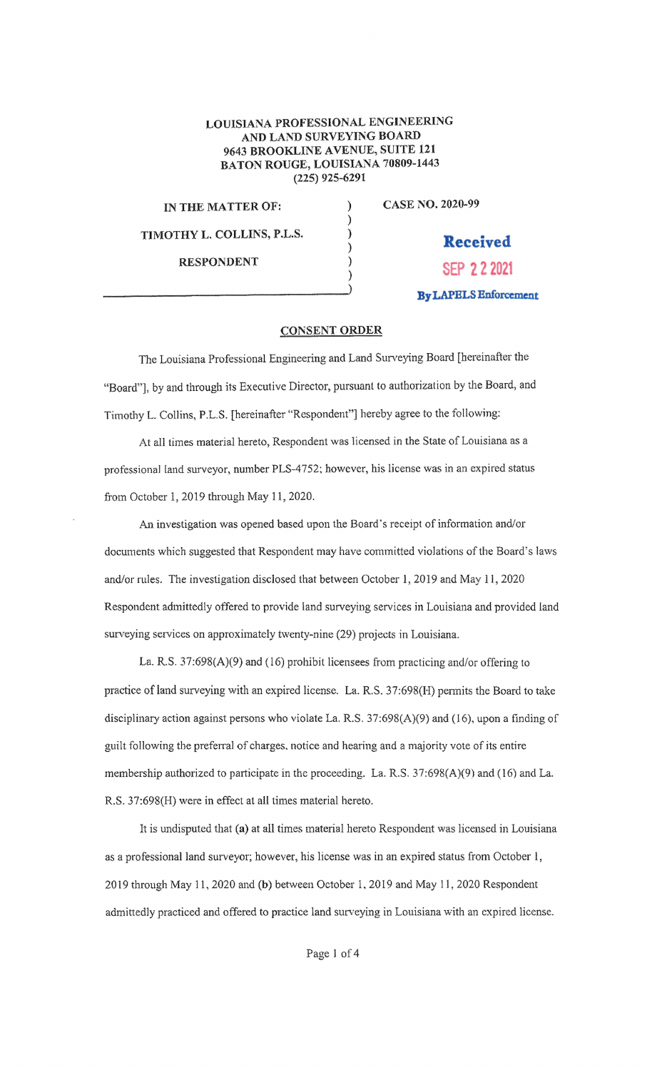**LOUISIANA PROFESSIONAL ENGINEERING
AND LAND SURVEYING BOARD
9643 BROOKLINE AVENUE, SUITE 121
BATON ROUGE, LOUISIANA 70809-1443
(225) 925-6291**

| | |
|---|---|
| **IN THE MATTER OF:** | **CASE NO. 2020-99** |
| **TIMOTHY L. COLLINS, P.L.S.** | |
| **RESPONDENT** | |

**Received
SEP 22 2021
By LAPELS Enforcement**

## CONSENT ORDER

The Louisiana Professional Engineering and Land Surveying Board [hereinafter the "Board"], by and through its Executive Director, pursuant to authorization by the Board, and Timothy L. Collins, P.L.S. [hereinafter "Respondent"] hereby agree to the following:

At all times material hereto, Respondent was licensed in the State of Louisiana as a professional land surveyor, number PLS-4752; however, his license was in an expired status from October 1, 2019 through May 11, 2020.

An investigation was opened based upon the Board's receipt of information and/or documents which suggested that Respondent may have committed violations of the Board's laws and/or rules. The investigation disclosed that between October 1, 2019 and May 11, 2020 Respondent admittedly offered to provide land surveying services in Louisiana and provided land surveying services on approximately twenty-nine (29) projects in Louisiana.

La. R.S. 37:698(A)(9) and (16) prohibit licensees from practicing and/or offering to practice of land surveying with an expired license. La. R.S. 37:698(H) permits the Board to take disciplinary action against persons who violate La. R.S. 37:698(A)(9) and (16), upon a finding of guilt following the preferral of charges, notice and hearing and a majority vote of its entire membership authorized to participate in the proceeding. La. R.S. 37:698(A)(9) and (16) and La. R.S. 37:698(H) were in effect at all times material hereto.

It is undisputed that **(a)** at all times material hereto Respondent was licensed in Louisiana as a professional land surveyor; however, his license was in an expired status from October 1, 2019 through May 11, 2020 and **(b)** between October 1, 2019 and May 11, 2020 Respondent admittedly practiced and offered to practice land surveying in Louisiana with an expired license.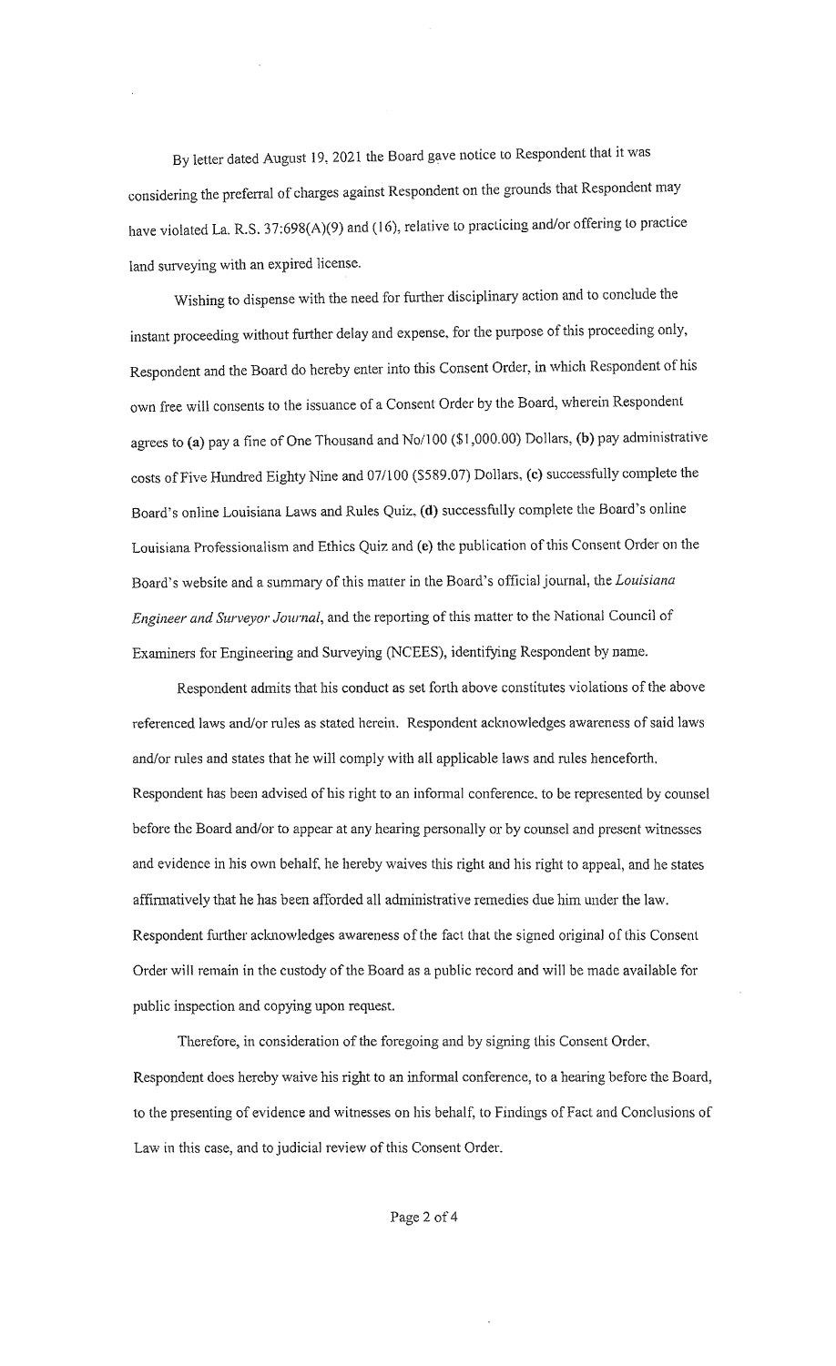By letter dated August 19, 2021 the Board gave notice to Respondent that it was considering the preferral of charges against Respondent on the grounds that Respondent may have violated La. R.S. 37:698(A)(9) and (16), relative to practicing and/or offering to practice land surveying with an expired license.

Wishing to dispense with the need for further disciplinary action and to conclude the instant proceeding without further delay and expense, for the purpose of this proceeding only, Respondent and the Board do hereby enter into this Consent Order, in which Respondent of his own free will consents to the issuance of a Consent Order by the Board, wherein Respondent agrees to **(a)** pay a fine of One Thousand and No/100 ($1,000.00) Dollars, **(b)** pay administrative costs of Five Hundred Eighty Nine and 07/100 ($589.07) Dollars, **(c)** successfully complete the Board's online Louisiana Laws and Rules Quiz, **(d)** successfully complete the Board's online Louisiana Professionalism and Ethics Quiz and **(e)** the publication of this Consent Order on the Board's website and a summary of this matter in the Board's official journal, the *Louisiana Engineer and Surveyor Journal*, and the reporting of this matter to the National Council of Examiners for Engineering and Surveying (NCEES), identifying Respondent by name.

Respondent admits that his conduct as set forth above constitutes violations of the above referenced laws and/or rules as stated herein. Respondent acknowledges awareness of said laws and/or rules and states that he will comply with all applicable laws and rules henceforth. Respondent has been advised of his right to an informal conference, to be represented by counsel before the Board and/or to appear at any hearing personally or by counsel and present witnesses and evidence in his own behalf, he hereby waives this right and his right to appeal, and he states affirmatively that he has been afforded all administrative remedies due him under the law. Respondent further acknowledges awareness of the fact that the signed original of this Consent Order will remain in the custody of the Board as a public record and will be made available for public inspection and copying upon request.

Therefore, in consideration of the foregoing and by signing this Consent Order, Respondent does hereby waive his right to an informal conference, to a hearing before the Board, to the presenting of evidence and witnesses on his behalf, to Findings of Fact and Conclusions of Law in this case, and to judicial review of this Consent Order.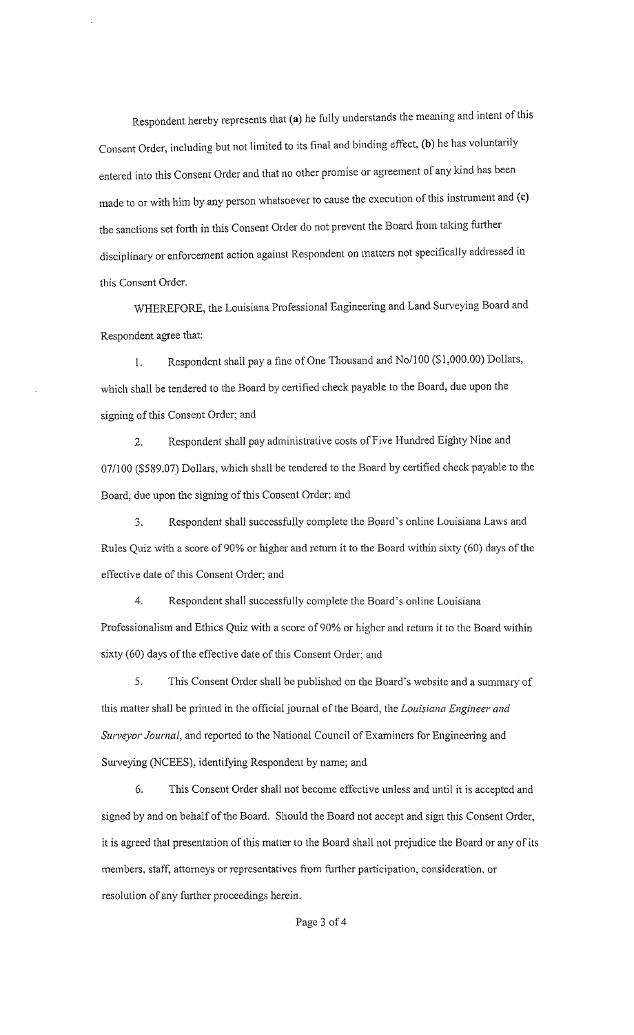Respondent hereby represents that **(a)** he fully understands the meaning and intent of this Consent Order, including but not limited to its final and binding effect, **(b)** he has voluntarily entered into this Consent Order and that no other promise or agreement of any kind has been made to or with him by any person whatsoever to cause the execution of this instrument and **(c)** the sanctions set forth in this Consent Order do not prevent the Board from taking further disciplinary or enforcement action against Respondent on matters not specifically addressed in this Consent Order.

WHEREFORE, the Louisiana Professional Engineering and Land Surveying Board and Respondent agree that:

1. Respondent shall pay a fine of One Thousand and No/100 ($1,000.00) Dollars, which shall be tendered to the Board by certified check payable to the Board, due upon the signing of this Consent Order; and

2. Respondent shall pay administrative costs of Five Hundred Eighty Nine and 07/100 ($589.07) Dollars, which shall be tendered to the Board by certified check payable to the Board, due upon the signing of this Consent Order; and

3. Respondent shall successfully complete the Board's online Louisiana Laws and Rules Quiz with a score of 90% or higher and return it to the Board within sixty (60) days of the effective date of this Consent Order; and

4. Respondent shall successfully complete the Board's online Louisiana Professionalism and Ethics Quiz with a score of 90% or higher and return it to the Board within sixty (60) days of the effective date of this Consent Order; and

5. This Consent Order shall be published on the Board's website and a summary of this matter shall be printed in the official journal of the Board, the *Louisiana Engineer and Surveyor Journal*, and reported to the National Council of Examiners for Engineering and Surveying (NCEES), identifying Respondent by name; and

6. This Consent Order shall not become effective unless and until it is accepted and signed by and on behalf of the Board. Should the Board not accept and sign this Consent Order, it is agreed that presentation of this matter to the Board shall not prejudice the Board or any of its members, staff, attorneys or representatives from further participation, consideration, or resolution of any further proceedings herein.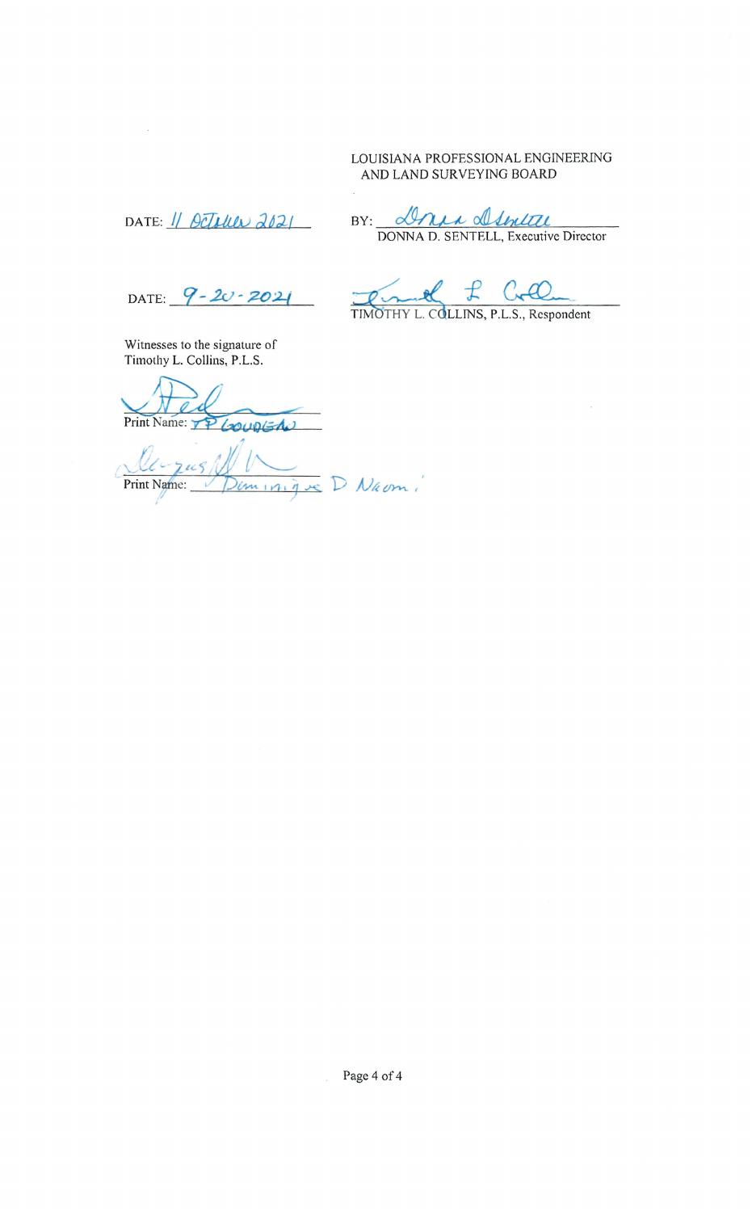LOUISIANA PROFESSIONAL ENGINEERING AND LAND SURVEYING BOARD

DATE: 11 October 2021

BY: Donna D. Sentell

DONNA D. SENTELL, Executive Director

DATE: 9-20-2021

Timothy L. Collins

TIMOTHY L. COLLINS, P.L.S., Respondent

Witnesses to the signature of Timothy L. Collins, P.L.S.

Print Name: T P GOUDEAU

Print Name: Dominique D Naomi